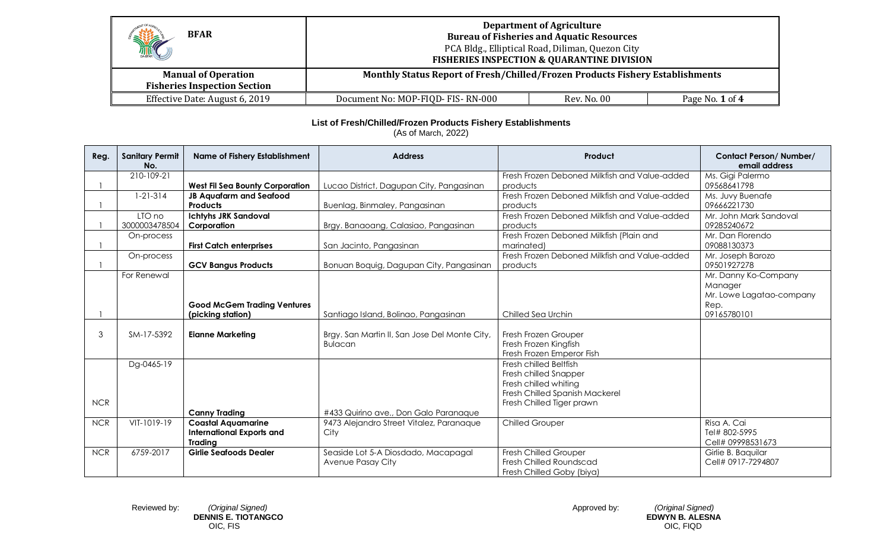| BFAR | Department of Agriculture<br>Bureau of Fisheries and Aquatic Resources<br>PCA Bldg., Elliptical Road, Diliman, Quezon City<br>FISHERIES INSPECTION & QUARANTINE DIVISION | | |
|---|---|---|---|
| Manual of Operation<br>Fisheries Inspection Section | Monthly Status Report of Fresh/Chilled/Frozen Products Fishery Establishments | | |
| Effective Date: August 6, 2019 | Document No: MOP-FIQD- FIS- RN-000 | Rev. No. 00 | Page No. 1 of 4 |

**List of Fresh/Chilled/Frozen Products Fishery Establishments**
(As of March, 2022)

| Reg. | Sanitary Permit No. | Name of Fishery Establishment | Address | Product | Contact Person/ Number/ email address |
|---|---|---|---|---|---|
| I | 210-109-21 | **West Fil Sea Bounty Corporation** | Lucao District, Dagupan City, Pangasinan | Fresh Frozen Deboned Milkfish and Value-added products | Ms. Gigi Palermo<br>09568641798 |
| I | 1-21-314 | **JB Aquafarm and Seafood Products** | Buenlag, Binmaley, Pangasinan | Fresh Frozen Deboned Milkfish and Value-added products | Ms. Juvy Buenafe<br>09666221730 |
| I | LTO no 3000003478504 | **Ichtyhs JRK Sandoval Corporation** | Brgy. Banaoang, Calasiao, Pangasinan | Fresh Frozen Deboned Milkfish and Value-added products | Mr. John Mark Sandoval<br>09285240672 |
| I | On-process | **First Catch enterprises** | San Jacinto, Pangasinan | Fresh Frozen Deboned Milkfish (Plain and marinated) | Mr. Dan Florendo<br>09088130373 |
| I | On-process | **GCV Bangus Products** | Bonuan Boquig, Dagupan City, Pangasinan | Fresh Frozen Deboned Milkfish and Value-added products | Mr. Joseph Barozo<br>09501927278 |
| I | For Renewal | **Good McGem Trading Ventures (picking station)** | Santiago Island, Bolinao, Pangasinan | Chilled Sea Urchin | Mr. Danny Ko-Company Manager<br>Mr. Lowe Lagatao-company Rep.<br>09165780101 |
| 3 | SM-17-5392 | **Eianne Marketing** | Brgy. San Martin II, San Jose Del Monte City, Bulacan | Fresh Frozen Grouper<br>Fresh Frozen Kingfish<br>Fresh Frozen Emperor Fish | |
| NCR | Dg-0465-19 | **Canny Trading** | #433 Quirino ave., Don Galo Paranaque | Fresh chilled Beltfish<br>Fresh chilled Snapper<br>Fresh chilled whiting<br>Fresh Chilled Spanish Mackerel<br>Fresh Chilled Tiger prawn | |
| NCR | VIT-1019-19 | **Coastal Aquamarine International Exports and Trading** | 9473 Alejandro Street Vitalez, Paranaque City | Chilled Grouper | Risa A. Cai<br>Tel# 802-5995<br>Cell# 09998531673 |
| NCR | 6759-2017 | **Girlie Seafoods Dealer** | Seaside Lot 5-A Diosdado, Macapagal Avenue Pasay City | Fresh Chilled Grouper<br>Fresh Chilled Roundscad<br>Fresh Chilled Goby (biya) | Girlie B. Baquilar<br>Cell# 0917-7294807 |

Reviewed by: *(Original Signed)*
**DENNIS E. TIOTANGCO**
OIC, FIS

Approved by: *(Original Signed)*
**EDWYN B. ALESNA**
OIC, FIQD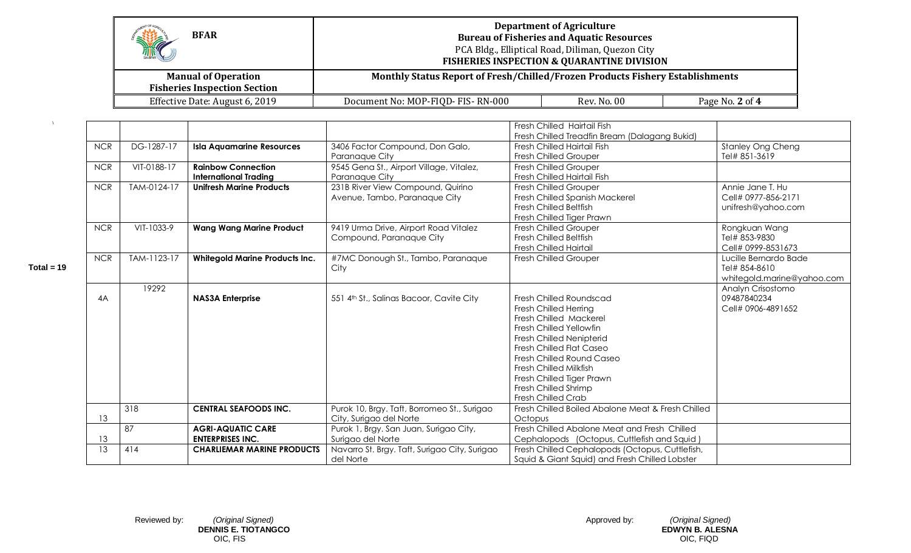| | | | | | |
|---|---|---|---|---|---|
| | | | | Fresh Chilled Hairtail Fish<br>Fresh Chilled Treadfin Bream (Dalagang Bukid) | |
| NCR | DG-1287-17 | **Isla Aquamarine Resources** | 3406 Factor Compound, Don Galo, Paranaque City | Fresh Chilled Hairtail Fish<br>Fresh Chilled Grouper | Stanley Ong Cheng<br>Tel# 851-3619 |
| NCR | VIT-0188-17 | **Rainbow Connection International Trading** | 9545 Gena St., Airport Village, Vitalez, Paranaque City | Fresh Chilled Grouper<br>Fresh Chilled Hairtail Fish | |
| NCR | TAM-0124-17 | **Unifresh Marine Products** | 231B River View Compound, Quirino Avenue, Tambo, Paranaque City | Fresh Chilled Grouper<br>Fresh Chilled Spanish Mackerel<br>Fresh Chilled Beltfish<br>Fresh Chilled Tiger Prawn | Annie Jane T. Hu<br>Cell# 0977-856-2171<br>unifresh@yahoo.com |
| NCR | VIT-1033-9 | **Wang Wang Marine Product** | 9419 Urma Drive, Airport Road Vitalez Compound, Paranaque City | Fresh Chilled Grouper<br>Fresh Chilled Beltfish<br>Fresh Chilled Hairtail | Rongkuan Wang<br>Tel# 853-9830<br>Cell# 0999-8531673 |
| NCR | TAM-1123-17 | **Whitegold Marine Products Inc.** | #7MC Donough St., Tambo, Paranaque City | Fresh Chilled Grouper | Lucille Bernardo Bade<br>Tel# 854-8610<br>whitegold.marine@yahoo.com |
| 4A | 19292 | **NAS3A Enterprise** | 551 4th St., Salinas Bacoor, Cavite City | Fresh Chilled Roundscad<br>Fresh Chilled Herring<br>Fresh Chilled Mackerel<br>Fresh Chilled Yellowfin<br>Fresh Chilled Nenipterid<br>Fresh Chilled Flat Caseo<br>Fresh Chilled Round Caseo<br>Fresh Chilled Milkfish<br>Fresh Chilled Tiger Prawn<br>Fresh Chilled Shrimp<br>Fresh Chilled Crab | Analyn Crisostomo<br>09487840234<br>Cell# 0906-4891652 |
| 13 | 318 | **CENTRAL SEAFOODS INC.** | Purok 10, Brgy. Taft, Borromeo St., Surigao City, Surigao del Norte | Fresh Chilled Boiled Abalone Meat & Fresh Chilled Octopus | |
| 13 | 87 | **AGRI-AQUATIC CARE ENTERPRISES INC.** | Purok 1, Brgy. San Juan, Surigao City, Surigao del Norte | Fresh Chilled Abalone Meat and Fresh Chilled Cephalopods (Octopus, Cuttlefish and Squid ) | |
| 13 | 414 | **CHARLIEMAR MARINE PRODUCTS** | Navarro St. Brgy. Taft, Surigao City, Surigao del Norte | Fresh Chilled Cephalopods (Octopus, Cuttlefish, Squid & Giant Squid) and Fresh Chilled Lobster | |

**Total = 19**

Reviewed by: *(Original Signed)*
**DENNIS E. TIOTANGCO**
OIC, FIS

Approved by: *(Original Signed)*
**EDWYN B. ALESNA**
OIC, FIQD